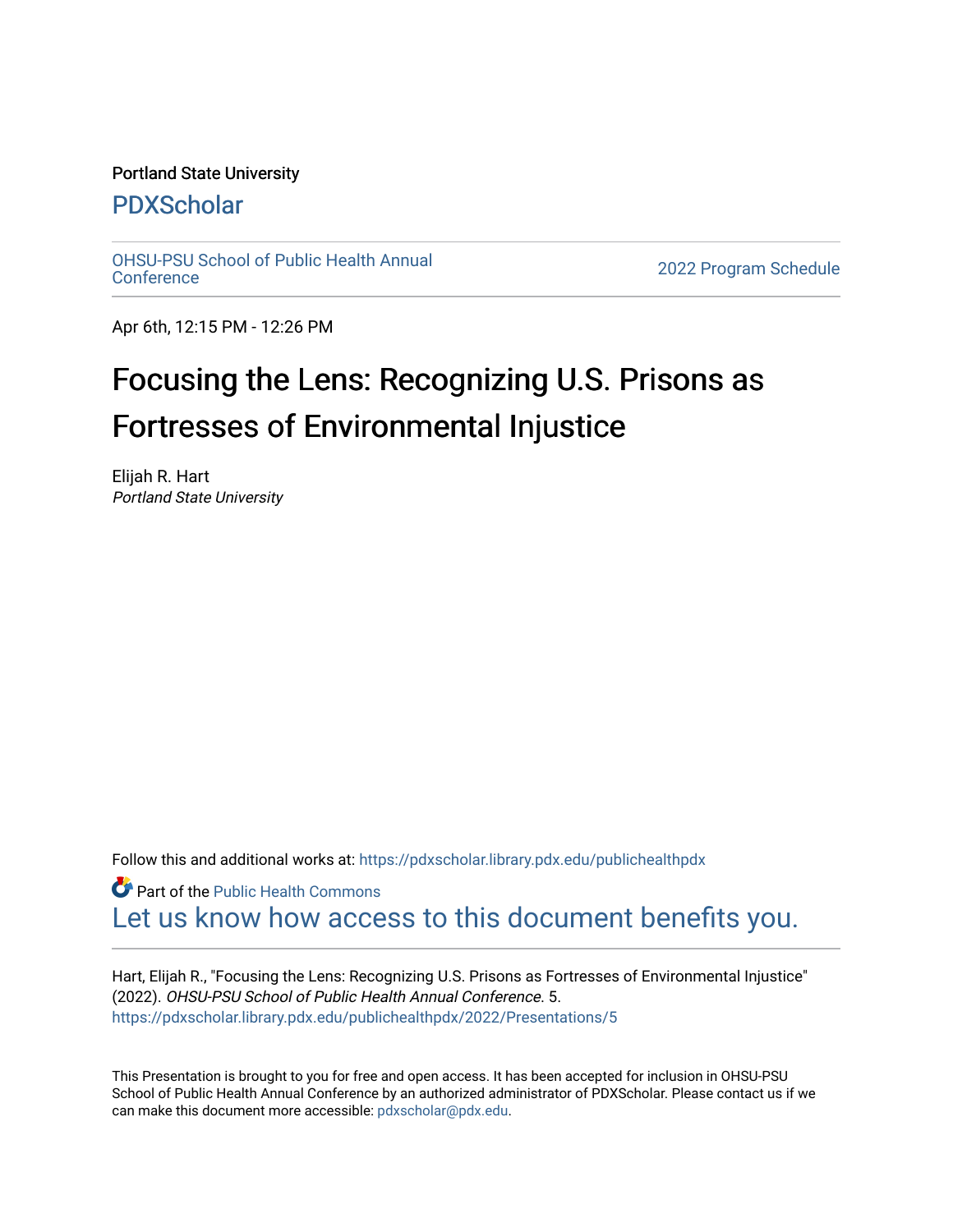Portland State University

# PDXScholar

OHSU-PSU School of Public Health Annual Conference | 2022 Program Schedule

Apr 6th, 12:15 PM - 12:26 PM

# Focusing the Lens: Recognizing U.S. Prisons as Fortresses of Environmental Injustice

Elijah R. Hart
*Portland State University*

Follow this and additional works at: https://pdxscholar.library.pdx.edu/publichealthpdx

Part of the Public Health Commons

Let us know how access to this document benefits you.

Hart, Elijah R., "Focusing the Lens: Recognizing U.S. Prisons as Fortresses of Environmental Injustice" (2022). *OHSU-PSU School of Public Health Annual Conference*. 5.
https://pdxscholar.library.pdx.edu/publichealthpdx/2022/Presentations/5

This Presentation is brought to you for free and open access. It has been accepted for inclusion in OHSU-PSU School of Public Health Annual Conference by an authorized administrator of PDXScholar. Please contact us if we can make this document more accessible: pdxscholar@pdx.edu.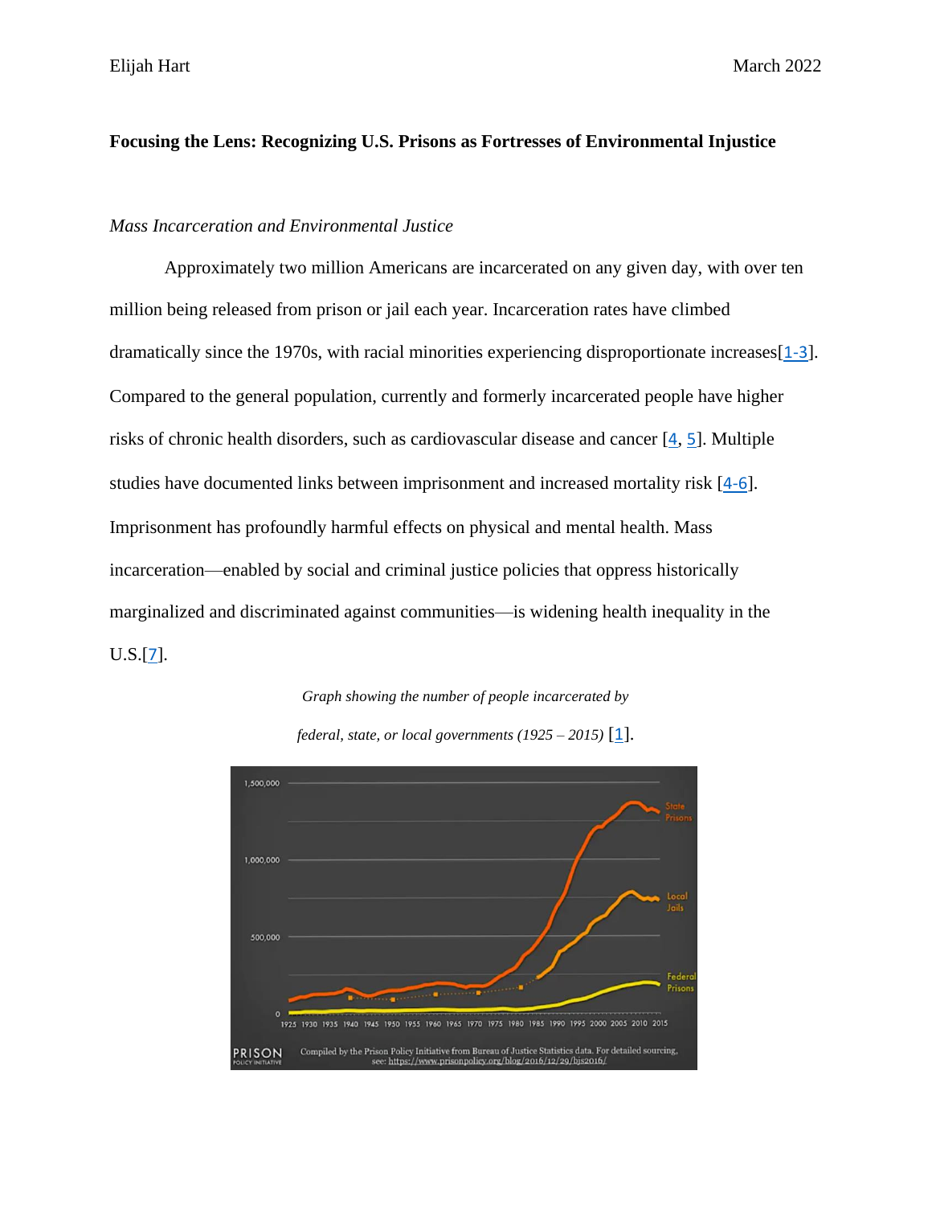**Focusing the Lens: Recognizing U.S. Prisons as Fortresses of Environmental Injustice**

*Mass Incarceration and Environmental Justice*

Approximately two million Americans are incarcerated on any given day, with over ten million being released from prison or jail each year. Incarceration rates have climbed dramatically since the 1970s, with racial minorities experiencing disproportionate increases[1-3]. Compared to the general population, currently and formerly incarcerated people have higher risks of chronic health disorders, such as cardiovascular disease and cancer [4, 5]. Multiple studies have documented links between imprisonment and increased mortality risk [4-6]. Imprisonment has profoundly harmful effects on physical and mental health. Mass incarceration—enabled by social and criminal justice policies that oppress historically marginalized and discriminated against communities—is widening health inequality in the U.S.[7].

*Graph showing the number of people incarcerated by federal, state, or local governments (1925 – 2015)* [1].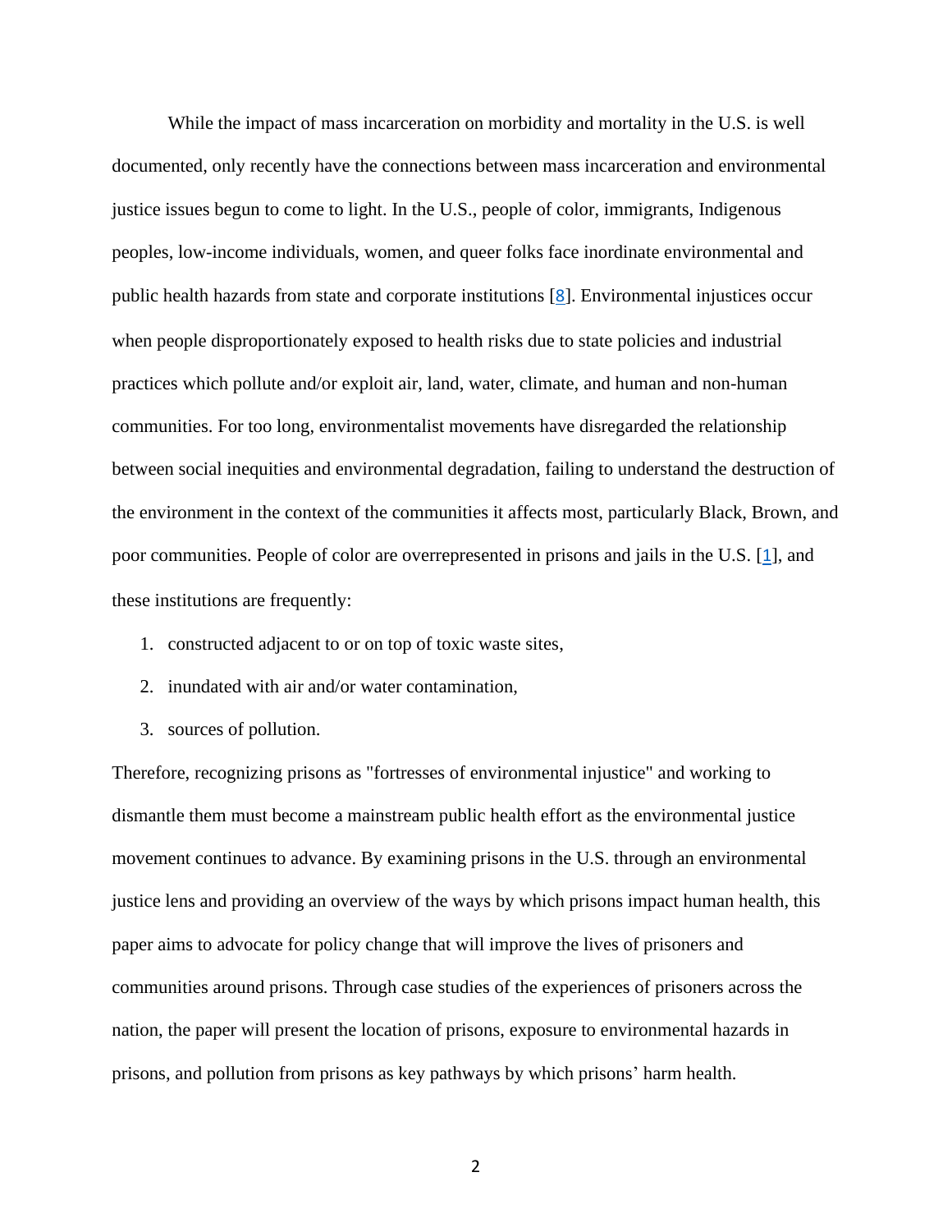While the impact of mass incarceration on morbidity and mortality in the U.S. is well documented, only recently have the connections between mass incarceration and environmental justice issues begun to come to light. In the U.S., people of color, immigrants, Indigenous peoples, low-income individuals, women, and queer folks face inordinate environmental and public health hazards from state and corporate institutions [8]. Environmental injustices occur when people disproportionately exposed to health risks due to state policies and industrial practices which pollute and/or exploit air, land, water, climate, and human and non-human communities. For too long, environmentalist movements have disregarded the relationship between social inequities and environmental degradation, failing to understand the destruction of the environment in the context of the communities it affects most, particularly Black, Brown, and poor communities. People of color are overrepresented in prisons and jails in the U.S. [1], and these institutions are frequently:

1. constructed adjacent to or on top of toxic waste sites,
2. inundated with air and/or water contamination,
3. sources of pollution.

Therefore, recognizing prisons as "fortresses of environmental injustice" and working to dismantle them must become a mainstream public health effort as the environmental justice movement continues to advance. By examining prisons in the U.S. through an environmental justice lens and providing an overview of the ways by which prisons impact human health, this paper aims to advocate for policy change that will improve the lives of prisoners and communities around prisons. Through case studies of the experiences of prisoners across the nation, the paper will present the location of prisons, exposure to environmental hazards in prisons, and pollution from prisons as key pathways by which prisons' harm health.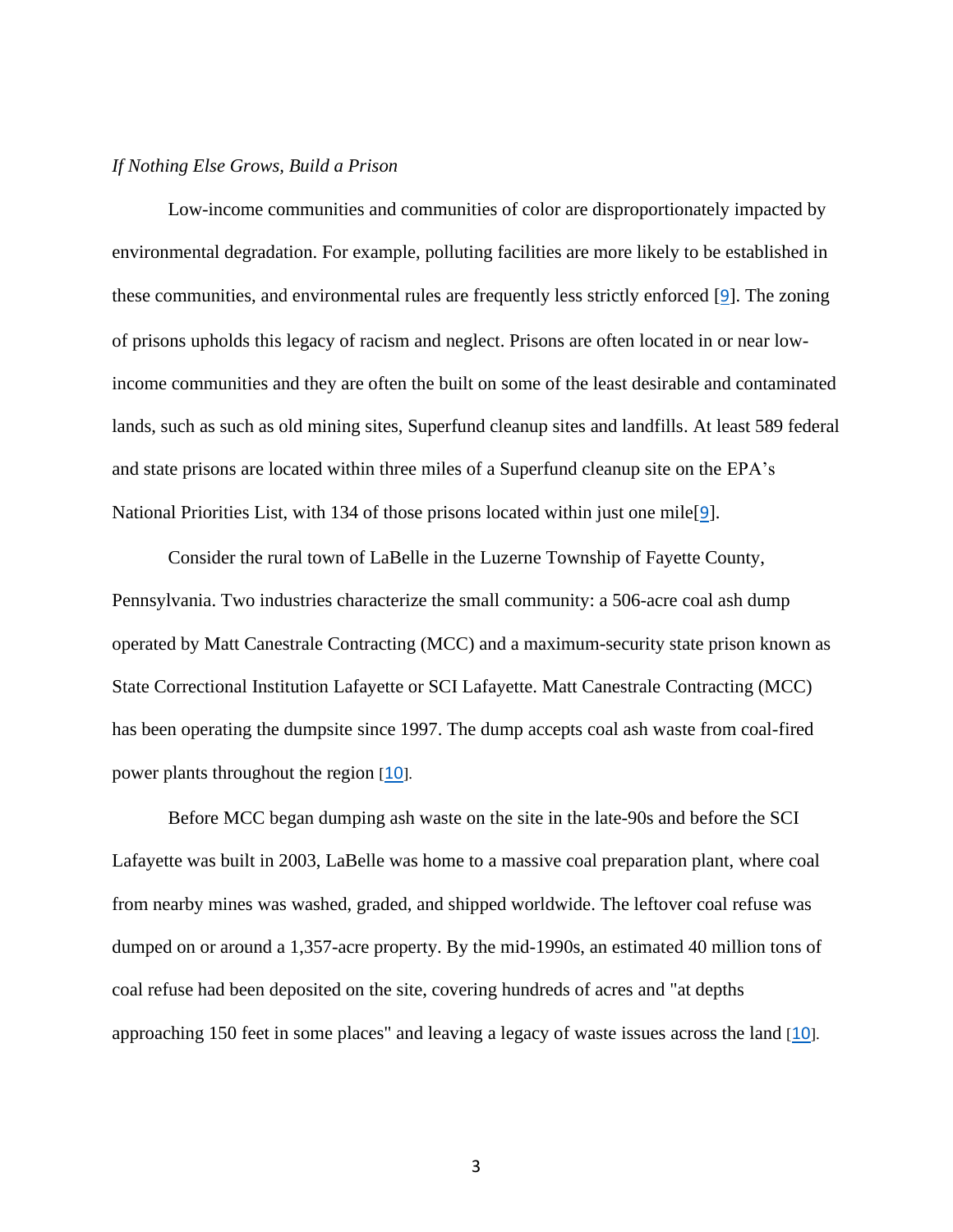*If Nothing Else Grows, Build a Prison*

Low-income communities and communities of color are disproportionately impacted by environmental degradation. For example, polluting facilities are more likely to be established in these communities, and environmental rules are frequently less strictly enforced [9]. The zoning of prisons upholds this legacy of racism and neglect. Prisons are often located in or near low-income communities and they are often the built on some of the least desirable and contaminated lands, such as such as old mining sites, Superfund cleanup sites and landfills. At least 589 federal and state prisons are located within three miles of a Superfund cleanup site on the EPA's National Priorities List, with 134 of those prisons located within just one mile[9].

Consider the rural town of LaBelle in the Luzerne Township of Fayette County, Pennsylvania. Two industries characterize the small community: a 506-acre coal ash dump operated by Matt Canestrale Contracting (MCC) and a maximum-security state prison known as State Correctional Institution Lafayette or SCI Lafayette. Matt Canestrale Contracting (MCC) has been operating the dumpsite since 1997. The dump accepts coal ash waste from coal-fired power plants throughout the region [10].

Before MCC began dumping ash waste on the site in the late-90s and before the SCI Lafayette was built in 2003, LaBelle was home to a massive coal preparation plant, where coal from nearby mines was washed, graded, and shipped worldwide. The leftover coal refuse was dumped on or around a 1,357-acre property. By the mid-1990s, an estimated 40 million tons of coal refuse had been deposited on the site, covering hundreds of acres and "at depths approaching 150 feet in some places" and leaving a legacy of waste issues across the land [10].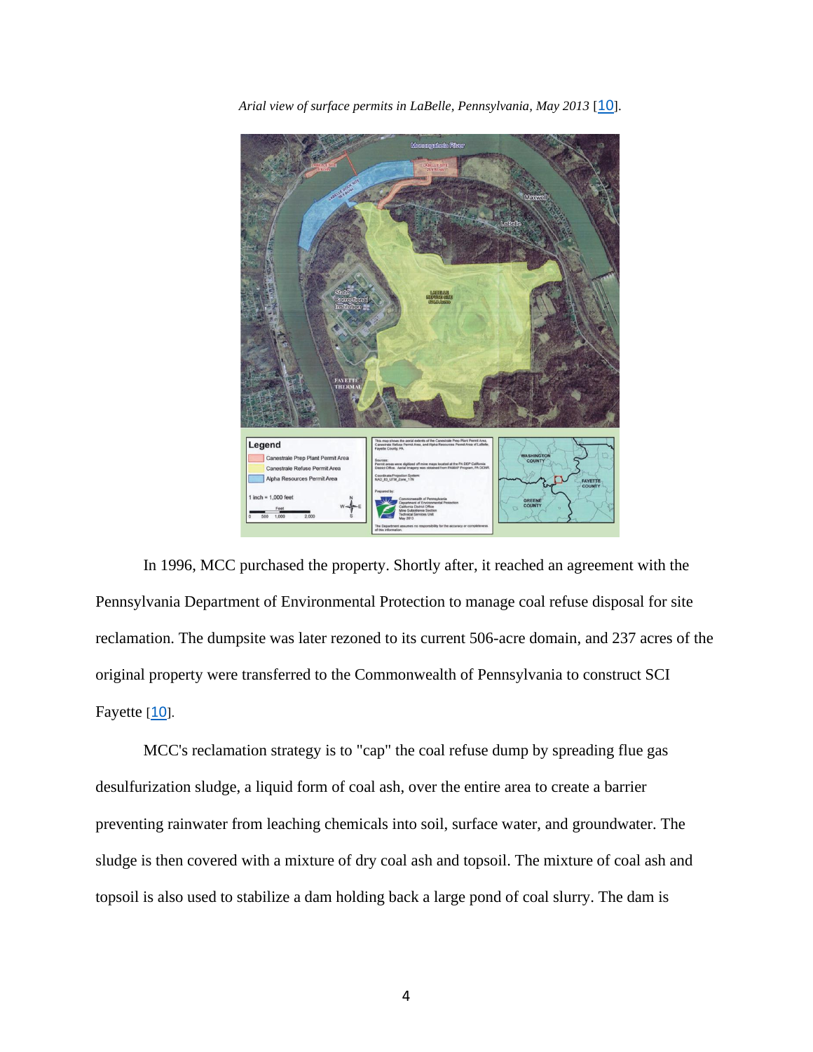*Arial view of surface permits in LaBelle, Pennsylvania, May 2013* [10].

In 1996, MCC purchased the property. Shortly after, it reached an agreement with the Pennsylvania Department of Environmental Protection to manage coal refuse disposal for site reclamation. The dumpsite was later rezoned to its current 506-acre domain, and 237 acres of the original property were transferred to the Commonwealth of Pennsylvania to construct SCI Fayette [10].

MCC's reclamation strategy is to "cap" the coal refuse dump by spreading flue gas desulfurization sludge, a liquid form of coal ash, over the entire area to create a barrier preventing rainwater from leaching chemicals into soil, surface water, and groundwater. The sludge is then covered with a mixture of dry coal ash and topsoil. The mixture of coal ash and topsoil is also used to stabilize a dam holding back a large pond of coal slurry. The dam is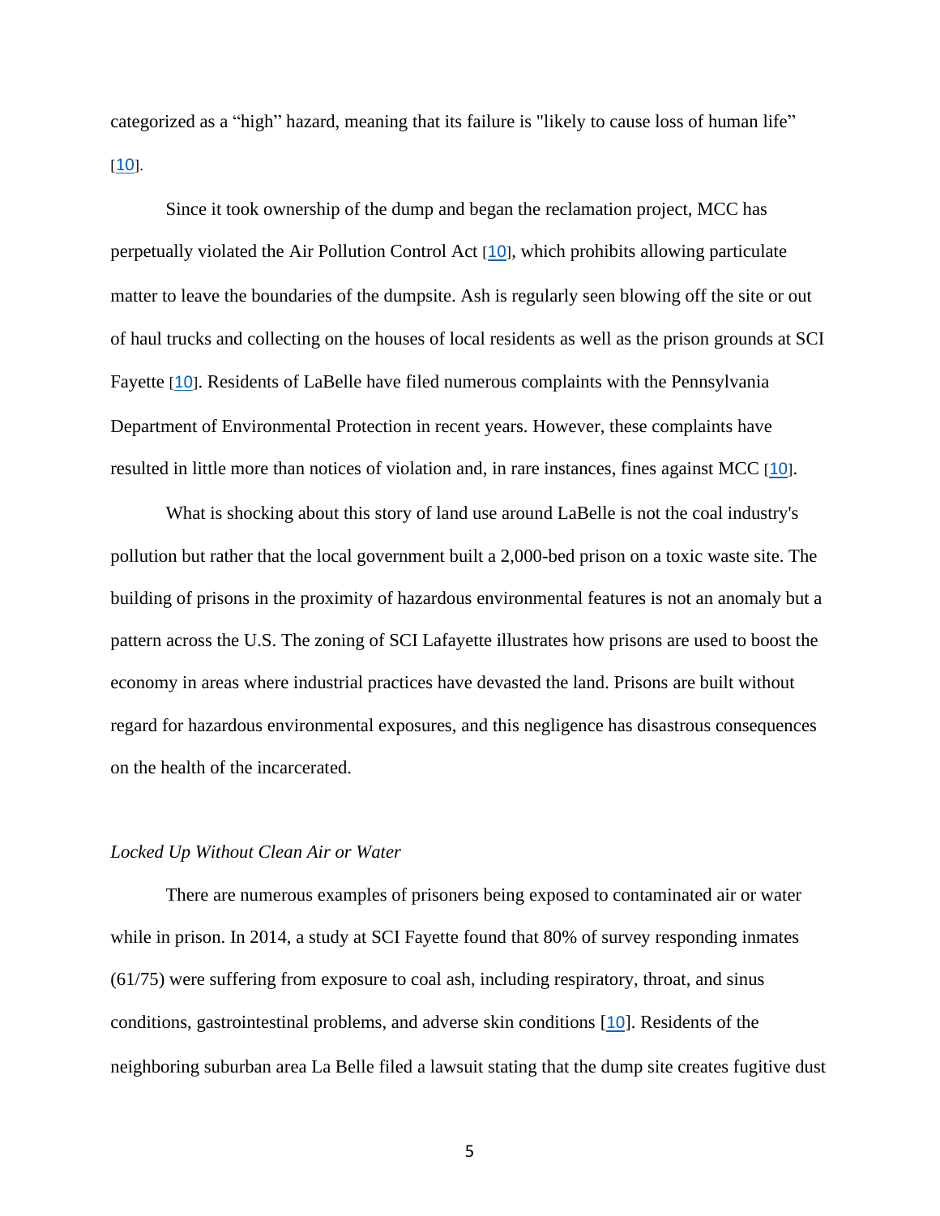categorized as a "high" hazard, meaning that its failure is "likely to cause loss of human life" [10].

Since it took ownership of the dump and began the reclamation project, MCC has perpetually violated the Air Pollution Control Act [10], which prohibits allowing particulate matter to leave the boundaries of the dumpsite. Ash is regularly seen blowing off the site or out of haul trucks and collecting on the houses of local residents as well as the prison grounds at SCI Fayette [10]. Residents of LaBelle have filed numerous complaints with the Pennsylvania Department of Environmental Protection in recent years. However, these complaints have resulted in little more than notices of violation and, in rare instances, fines against MCC [10].

What is shocking about this story of land use around LaBelle is not the coal industry's pollution but rather that the local government built a 2,000-bed prison on a toxic waste site. The building of prisons in the proximity of hazardous environmental features is not an anomaly but a pattern across the U.S. The zoning of SCI Lafayette illustrates how prisons are used to boost the economy in areas where industrial practices have devasted the land. Prisons are built without regard for hazardous environmental exposures, and this negligence has disastrous consequences on the health of the incarcerated.

*Locked Up Without Clean Air or Water*

There are numerous examples of prisoners being exposed to contaminated air or water while in prison. In 2014, a study at SCI Fayette found that 80% of survey responding inmates (61/75) were suffering from exposure to coal ash, including respiratory, throat, and sinus conditions, gastrointestinal problems, and adverse skin conditions [10]. Residents of the neighboring suburban area La Belle filed a lawsuit stating that the dump site creates fugitive dust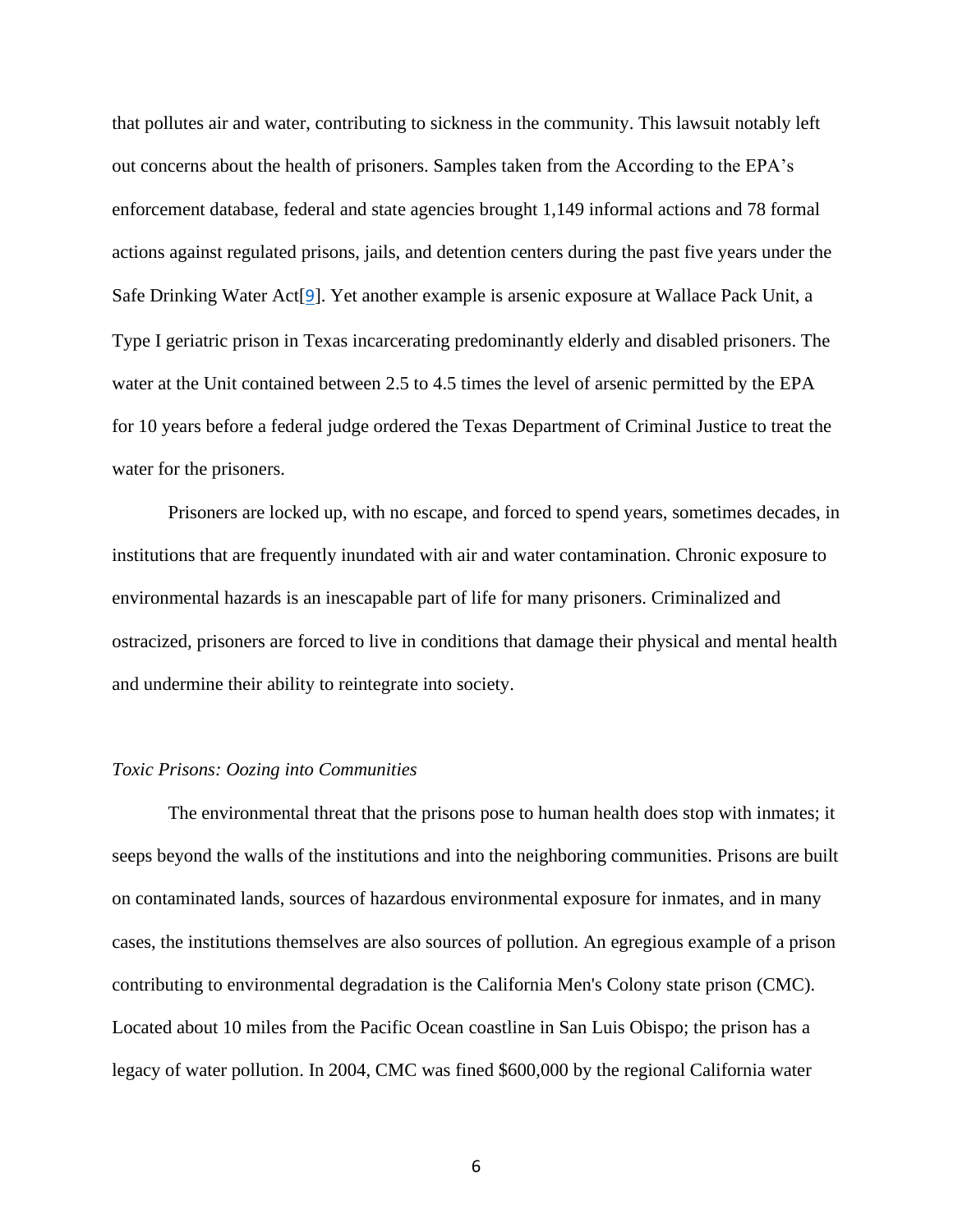that pollutes air and water, contributing to sickness in the community. This lawsuit notably left out concerns about the health of prisoners. Samples taken from the According to the EPA's enforcement database, federal and state agencies brought 1,149 informal actions and 78 formal actions against regulated prisons, jails, and detention centers during the past five years under the Safe Drinking Water Act[9]. Yet another example is arsenic exposure at Wallace Pack Unit, a Type I geriatric prison in Texas incarcerating predominantly elderly and disabled prisoners. The water at the Unit contained between 2.5 to 4.5 times the level of arsenic permitted by the EPA for 10 years before a federal judge ordered the Texas Department of Criminal Justice to treat the water for the prisoners.

Prisoners are locked up, with no escape, and forced to spend years, sometimes decades, in institutions that are frequently inundated with air and water contamination. Chronic exposure to environmental hazards is an inescapable part of life for many prisoners. Criminalized and ostracized, prisoners are forced to live in conditions that damage their physical and mental health and undermine their ability to reintegrate into society.

*Toxic Prisons: Oozing into Communities*

The environmental threat that the prisons pose to human health does stop with inmates; it seeps beyond the walls of the institutions and into the neighboring communities. Prisons are built on contaminated lands, sources of hazardous environmental exposure for inmates, and in many cases, the institutions themselves are also sources of pollution. An egregious example of a prison contributing to environmental degradation is the California Men's Colony state prison (CMC). Located about 10 miles from the Pacific Ocean coastline in San Luis Obispo; the prison has a legacy of water pollution. In 2004, CMC was fined $600,000 by the regional California water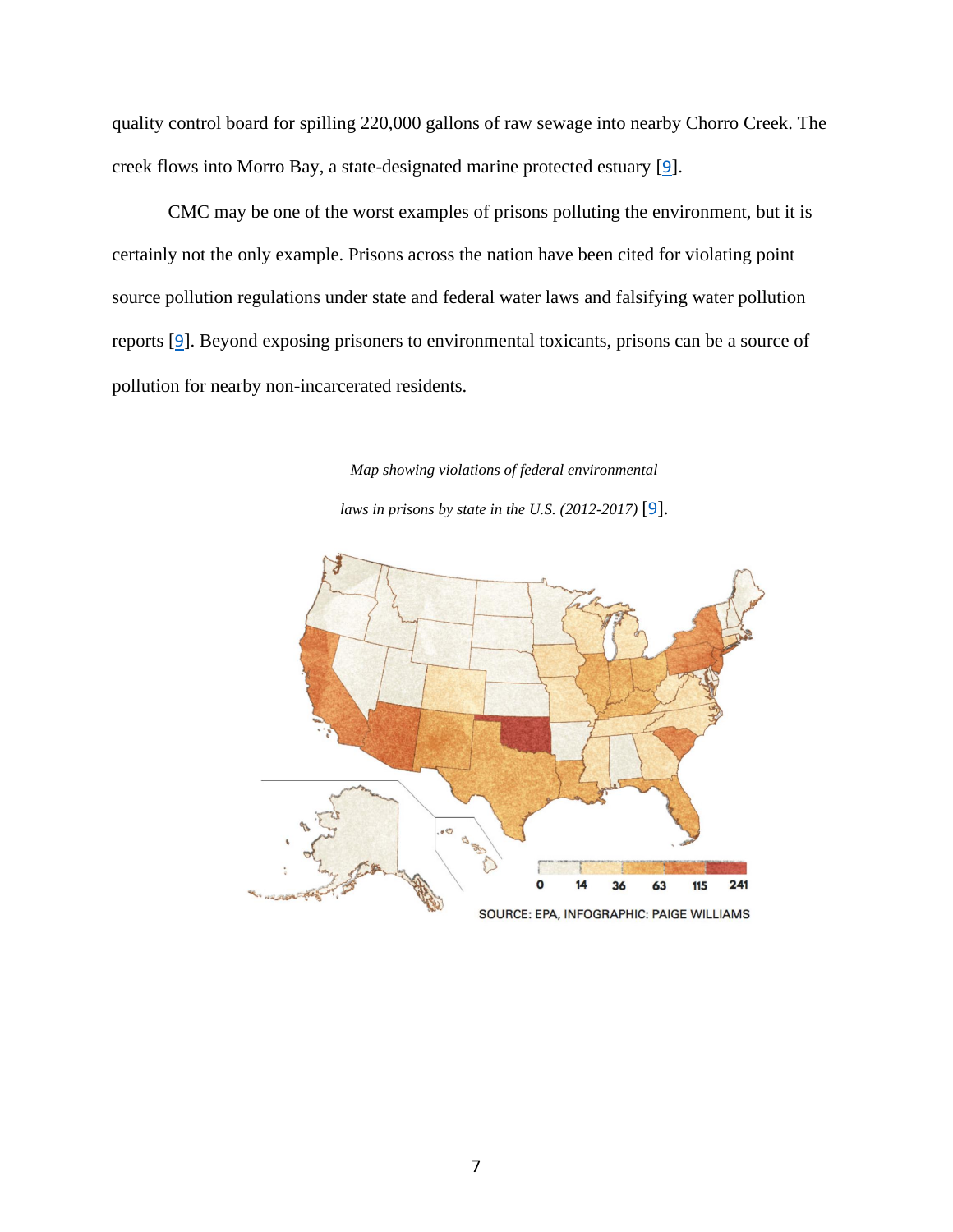quality control board for spilling 220,000 gallons of raw sewage into nearby Chorro Creek. The creek flows into Morro Bay, a state-designated marine protected estuary [9].

CMC may be one of the worst examples of prisons polluting the environment, but it is certainly not the only example. Prisons across the nation have been cited for violating point source pollution regulations under state and federal water laws and falsifying water pollution reports [9]. Beyond exposing prisoners to environmental toxicants, prisons can be a source of pollution for nearby non-incarcerated residents.

*Map showing violations of federal environmental laws in prisons by state in the U.S. (2012-2017)* [9].

0 14 36 63 115 241

SOURCE: EPA, INFOGRAPHIC: PAIGE WILLIAMS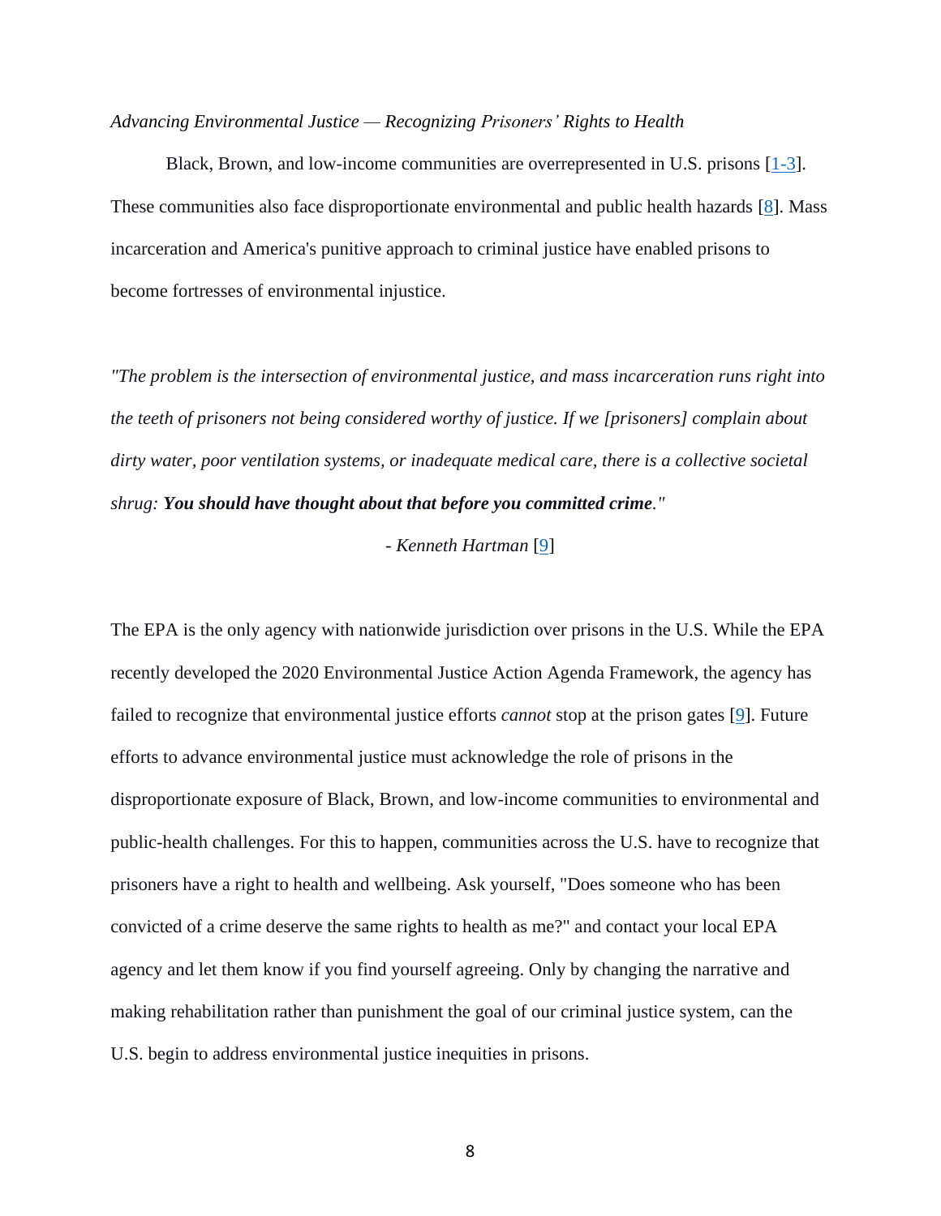*Advancing Environmental Justice — Recognizing Prisoners' Rights to Health*

Black, Brown, and low-income communities are overrepresented in U.S. prisons [1-3]. These communities also face disproportionate environmental and public health hazards [8]. Mass incarceration and America's punitive approach to criminal justice have enabled prisons to become fortresses of environmental injustice.

*"The problem is the intersection of environmental justice, and mass incarceration runs right into the teeth of prisoners not being considered worthy of justice. If we [prisoners] complain about dirty water, poor ventilation systems, or inadequate medical care, there is a collective societal shrug:* ***You should have thought about that before you committed crime****."*

- *Kenneth Hartman* [9]

The EPA is the only agency with nationwide jurisdiction over prisons in the U.S. While the EPA recently developed the 2020 Environmental Justice Action Agenda Framework, the agency has failed to recognize that environmental justice efforts *cannot* stop at the prison gates [9]. Future efforts to advance environmental justice must acknowledge the role of prisons in the disproportionate exposure of Black, Brown, and low-income communities to environmental and public-health challenges. For this to happen, communities across the U.S. have to recognize that prisoners have a right to health and wellbeing. Ask yourself, "Does someone who has been convicted of a crime deserve the same rights to health as me?" and contact your local EPA agency and let them know if you find yourself agreeing. Only by changing the narrative and making rehabilitation rather than punishment the goal of our criminal justice system, can the U.S. begin to address environmental justice inequities in prisons.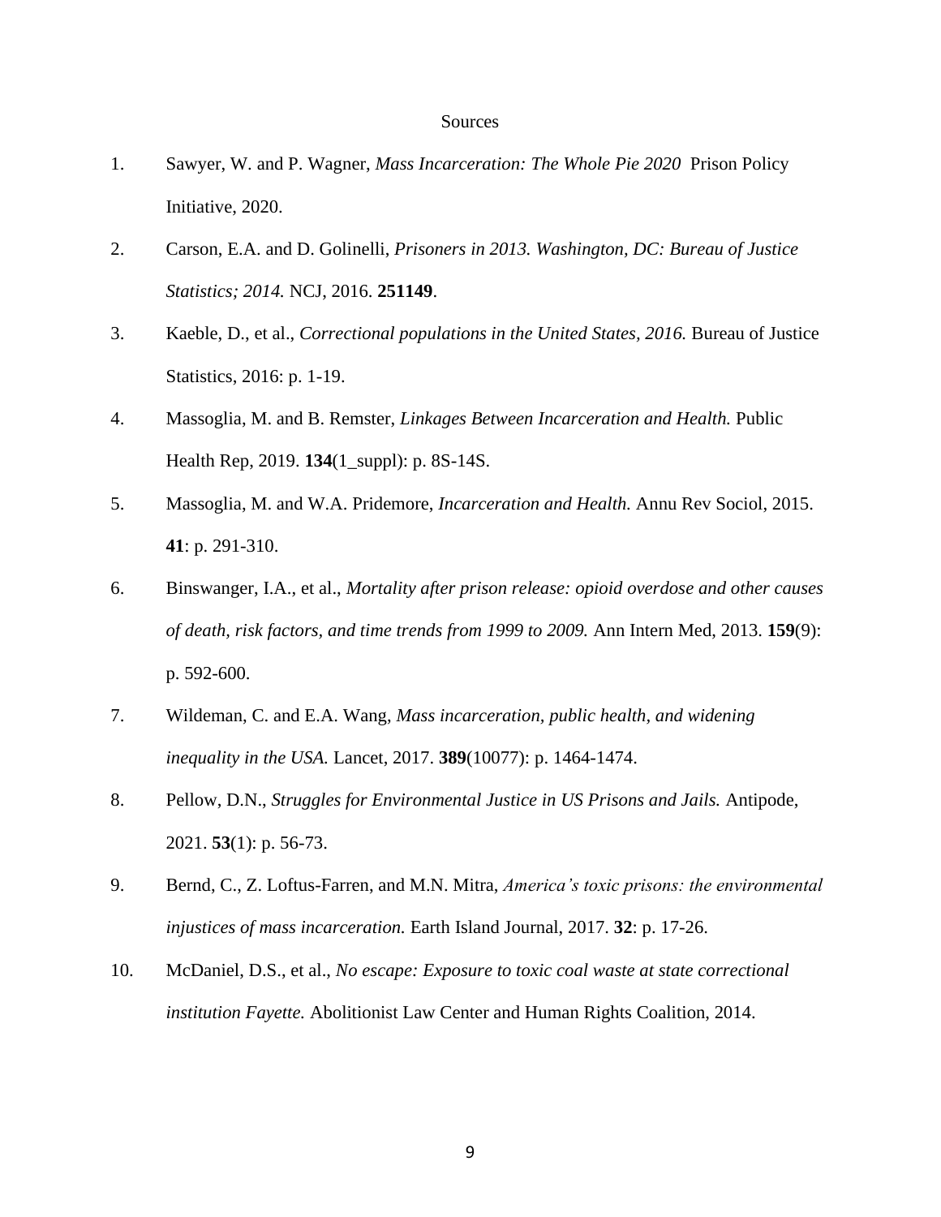# Sources

1. Sawyer, W. and P. Wagner, *Mass Incarceration: The Whole Pie 2020* Prison Policy Initiative, 2020.
2. Carson, E.A. and D. Golinelli, *Prisoners in 2013. Washington, DC: Bureau of Justice Statistics; 2014.* NCJ, 2016. **251149**.
3. Kaeble, D., et al., *Correctional populations in the United States, 2016.* Bureau of Justice Statistics, 2016: p. 1-19.
4. Massoglia, M. and B. Remster, *Linkages Between Incarceration and Health.* Public Health Rep, 2019. **134**(1_suppl): p. 8S-14S.
5. Massoglia, M. and W.A. Pridemore, *Incarceration and Health.* Annu Rev Sociol, 2015. **41**: p. 291-310.
6. Binswanger, I.A., et al., *Mortality after prison release: opioid overdose and other causes of death, risk factors, and time trends from 1999 to 2009.* Ann Intern Med, 2013. **159**(9): p. 592-600.
7. Wildeman, C. and E.A. Wang, *Mass incarceration, public health, and widening inequality in the USA.* Lancet, 2017. **389**(10077): p. 1464-1474.
8. Pellow, D.N., *Struggles for Environmental Justice in US Prisons and Jails.* Antipode, 2021. **53**(1): p. 56-73.
9. Bernd, C., Z. Loftus-Farren, and M.N. Mitra, *America's toxic prisons: the environmental injustices of mass incarceration.* Earth Island Journal, 2017. **32**: p. 17-26.
10. McDaniel, D.S., et al., *No escape: Exposure to toxic coal waste at state correctional institution Fayette.* Abolitionist Law Center and Human Rights Coalition, 2014.